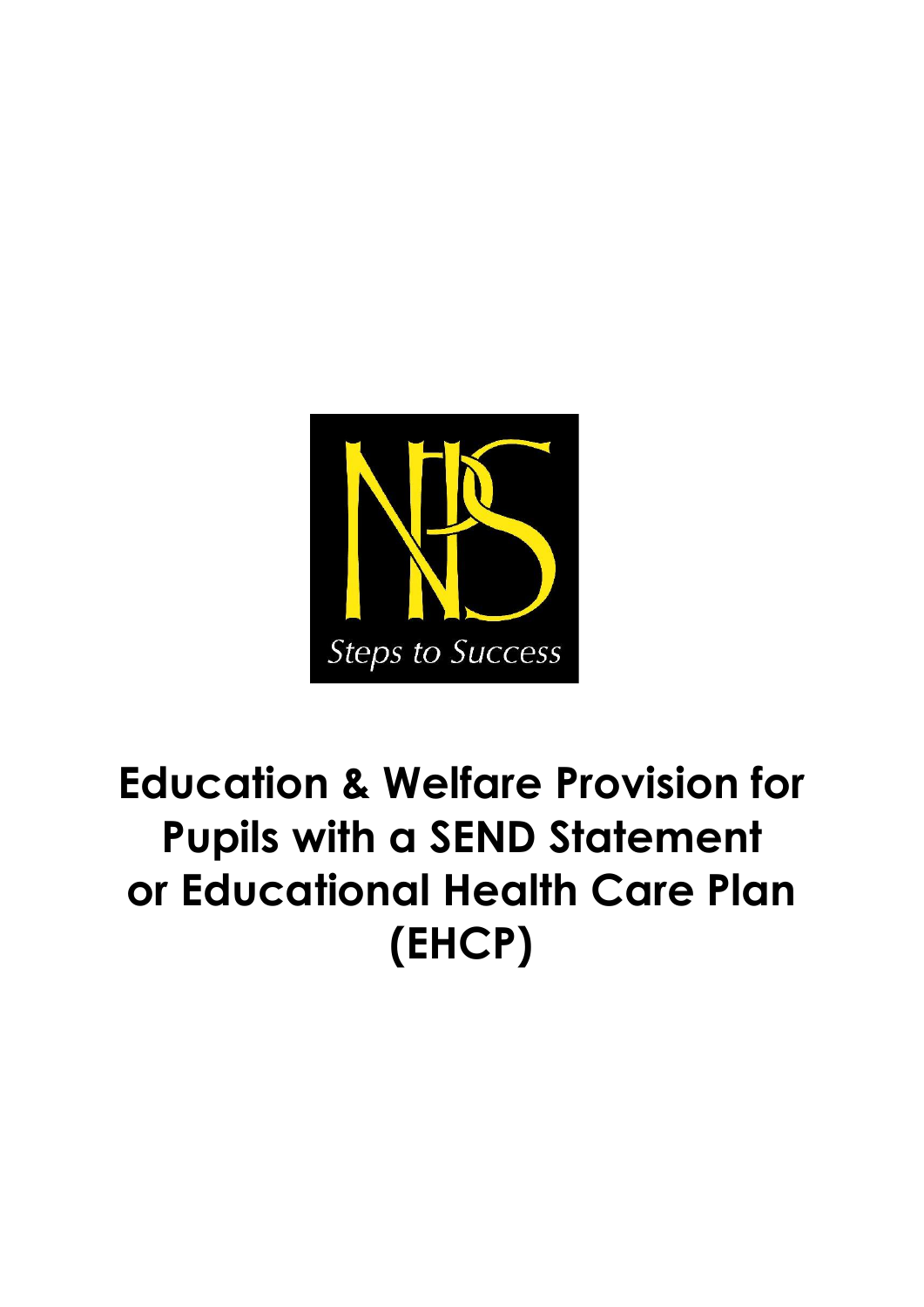Steps to Success

# Education & Welfare Provision for Pupils with a SEND Statement or Educational Health Care Plan (EHCP)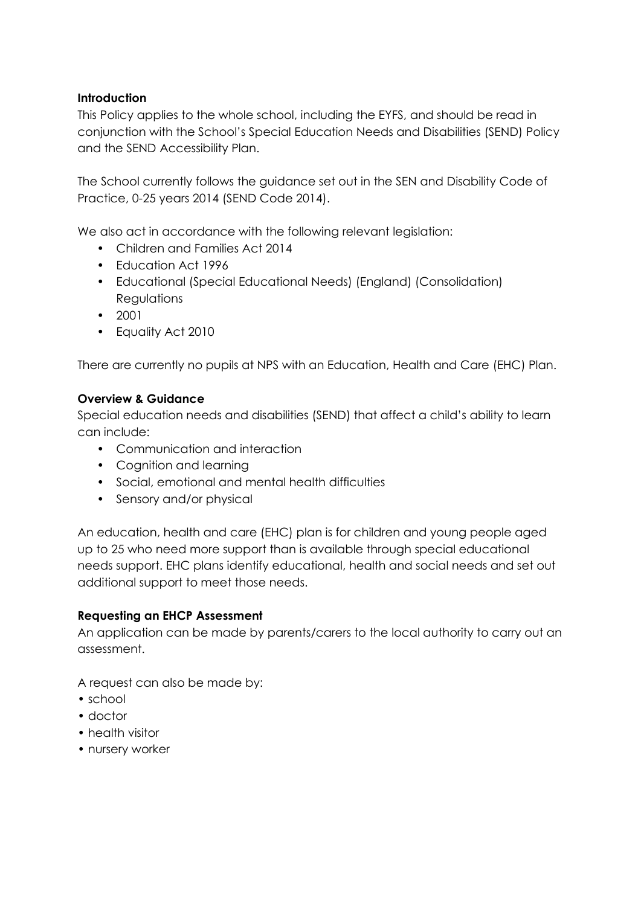**Introduction**

This Policy applies to the whole school, including the EYFS, and should be read in conjunction with the School's Special Education Needs and Disabilities (SEND) Policy and the SEND Accessibility Plan.

The School currently follows the guidance set out in the SEN and Disability Code of Practice, 0-25 years 2014 (SEND Code 2014).

We also act in accordance with the following relevant legislation:

- Children and Families Act 2014
- Education Act 1996
- Educational (Special Educational Needs) (England) (Consolidation) Regulations
- 2001
- Equality Act 2010

There are currently no pupils at NPS with an Education, Health and Care (EHC) Plan.

**Overview & Guidance**

Special education needs and disabilities (SEND) that affect a child's ability to learn can include:

- Communication and interaction
- Cognition and learning
- Social, emotional and mental health difficulties
- Sensory and/or physical

An education, health and care (EHC) plan is for children and young people aged up to 25 who need more support than is available through special educational needs support. EHC plans identify educational, health and social needs and set out additional support to meet those needs.

**Requesting an EHCP Assessment**

An application can be made by parents/carers to the local authority to carry out an assessment.

A request can also be made by:

- school
- doctor
- health visitor
- nursery worker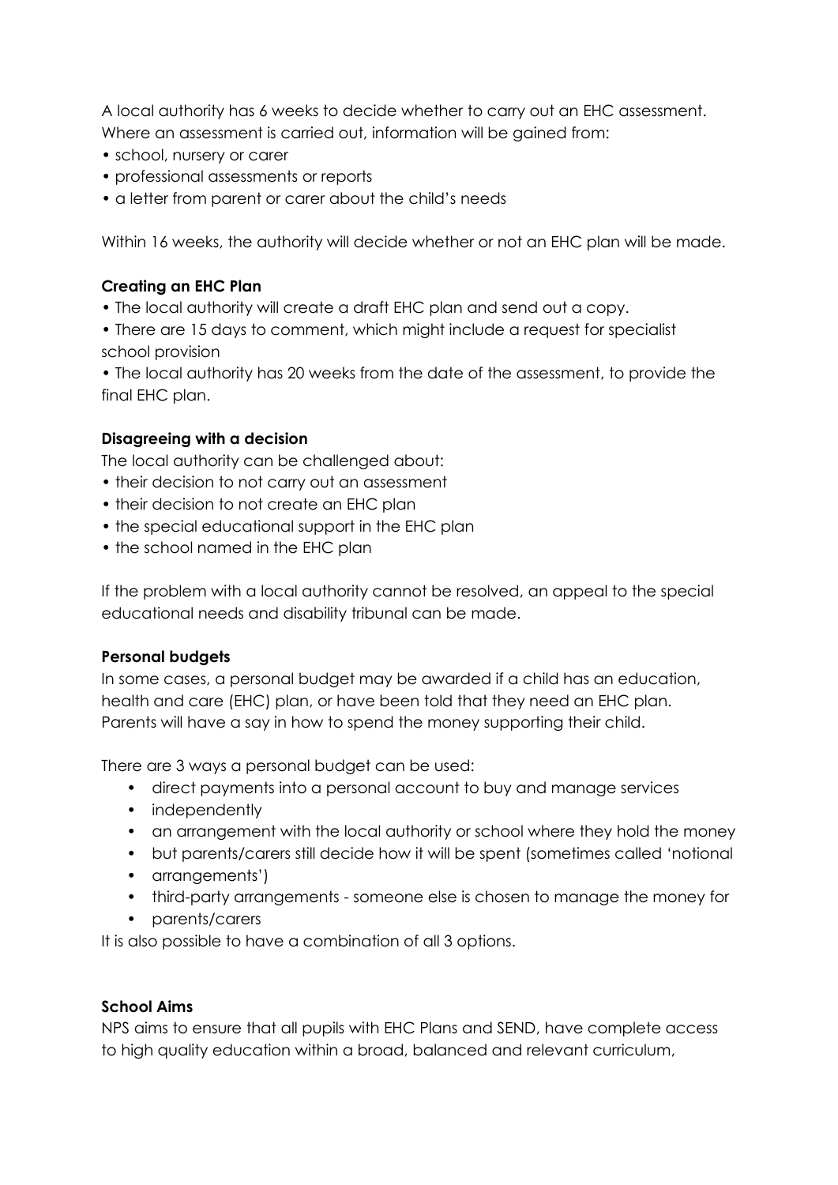A local authority has 6 weeks to decide whether to carry out an EHC assessment. Where an assessment is carried out, information will be gained from:

- school, nursery or carer
- professional assessments or reports
- a letter from parent or carer about the child's needs

Within 16 weeks, the authority will decide whether or not an EHC plan will be made.

**Creating an EHC Plan**

- The local authority will create a draft EHC plan and send out a copy.
- There are 15 days to comment, which might include a request for specialist school provision
- The local authority has 20 weeks from the date of the assessment, to provide the final EHC plan.

**Disagreeing with a decision**

The local authority can be challenged about:

- their decision to not carry out an assessment
- their decision to not create an EHC plan
- the special educational support in the EHC plan
- the school named in the EHC plan

If the problem with a local authority cannot be resolved, an appeal to the special educational needs and disability tribunal can be made.

**Personal budgets**

In some cases, a personal budget may be awarded if a child has an education, health and care (EHC) plan, or have been told that they need an EHC plan. Parents will have a say in how to spend the money supporting their child.

There are 3 ways a personal budget can be used:

- direct payments into a personal account to buy and manage services
- independently
- an arrangement with the local authority or school where they hold the money
- but parents/carers still decide how it will be spent (sometimes called 'notional
- arrangements')
- third-party arrangements - someone else is chosen to manage the money for
- parents/carers

It is also possible to have a combination of all 3 options.

**School Aims**

NPS aims to ensure that all pupils with EHC Plans and SEND, have complete access to high quality education within a broad, balanced and relevant curriculum,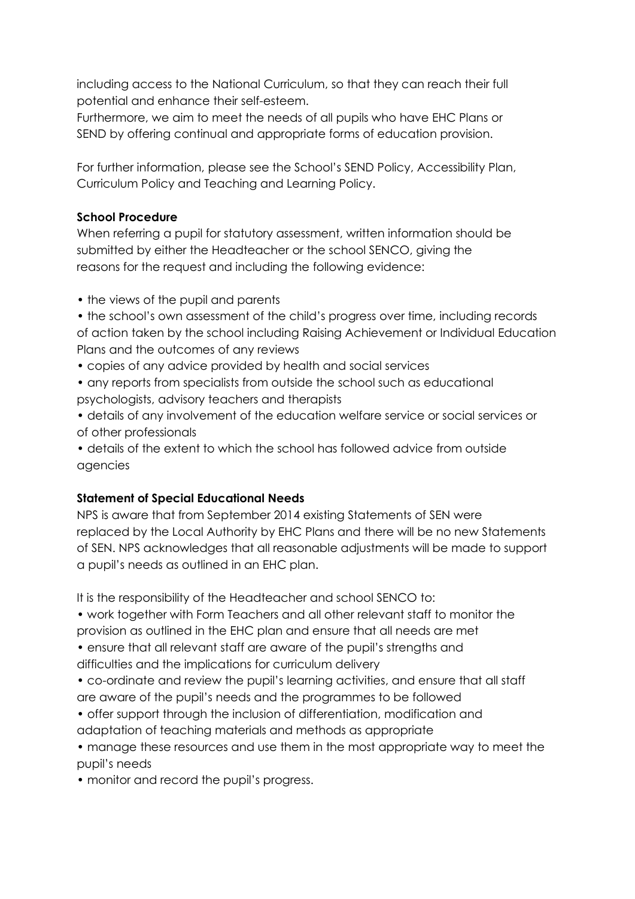including access to the National Curriculum, so that they can reach their full potential and enhance their self-esteem.
Furthermore, we aim to meet the needs of all pupils who have EHC Plans or SEND by offering continual and appropriate forms of education provision.

For further information, please see the School's SEND Policy, Accessibility Plan, Curriculum Policy and Teaching and Learning Policy.

**School Procedure**
When referring a pupil for statutory assessment, written information should be submitted by either the Headteacher or the school SENCO, giving the reasons for the request and including the following evidence:

- the views of the pupil and parents
- the school's own assessment of the child's progress over time, including records of action taken by the school including Raising Achievement or Individual Education Plans and the outcomes of any reviews
- copies of any advice provided by health and social services
- any reports from specialists from outside the school such as educational psychologists, advisory teachers and therapists
- details of any involvement of the education welfare service or social services or of other professionals
- details of the extent to which the school has followed advice from outside agencies

**Statement of Special Educational Needs**
NPS is aware that from September 2014 existing Statements of SEN were replaced by the Local Authority by EHC Plans and there will be no new Statements of SEN. NPS acknowledges that all reasonable adjustments will be made to support a pupil's needs as outlined in an EHC plan.

It is the responsibility of the Headteacher and school SENCO to:

- work together with Form Teachers and all other relevant staff to monitor the provision as outlined in the EHC plan and ensure that all needs are met
- ensure that all relevant staff are aware of the pupil's strengths and difficulties and the implications for curriculum delivery
- co-ordinate and review the pupil's learning activities, and ensure that all staff are aware of the pupil's needs and the programmes to be followed
- offer support through the inclusion of differentiation, modification and adaptation of teaching materials and methods as appropriate
- manage these resources and use them in the most appropriate way to meet the pupil's needs
- monitor and record the pupil's progress.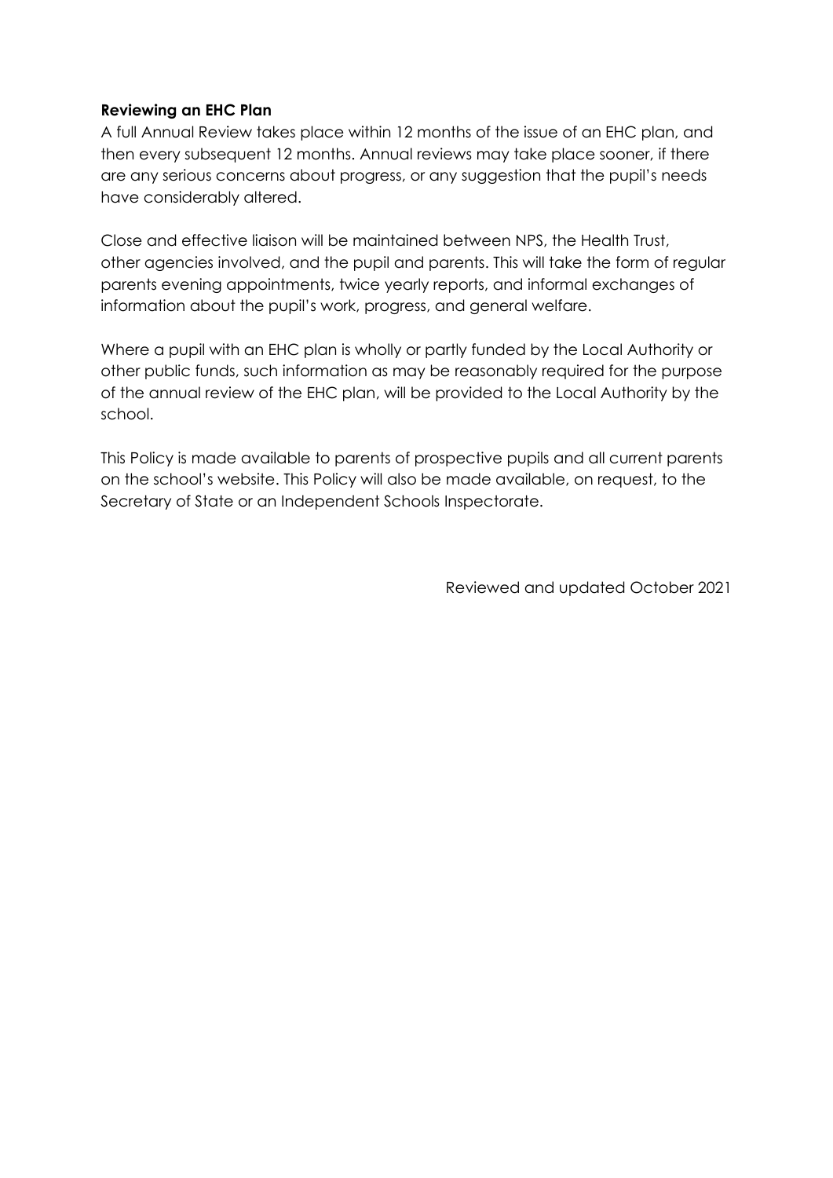**Reviewing an EHC Plan**

A full Annual Review takes place within 12 months of the issue of an EHC plan, and then every subsequent 12 months. Annual reviews may take place sooner, if there are any serious concerns about progress, or any suggestion that the pupil's needs have considerably altered.

Close and effective liaison will be maintained between NPS, the Health Trust, other agencies involved, and the pupil and parents. This will take the form of regular parents evening appointments, twice yearly reports, and informal exchanges of information about the pupil's work, progress, and general welfare.

Where a pupil with an EHC plan is wholly or partly funded by the Local Authority or other public funds, such information as may be reasonably required for the purpose of the annual review of the EHC plan, will be provided to the Local Authority by the school.

This Policy is made available to parents of prospective pupils and all current parents on the school's website. This Policy will also be made available, on request, to the Secretary of State or an Independent Schools Inspectorate.

Reviewed and updated October 2021